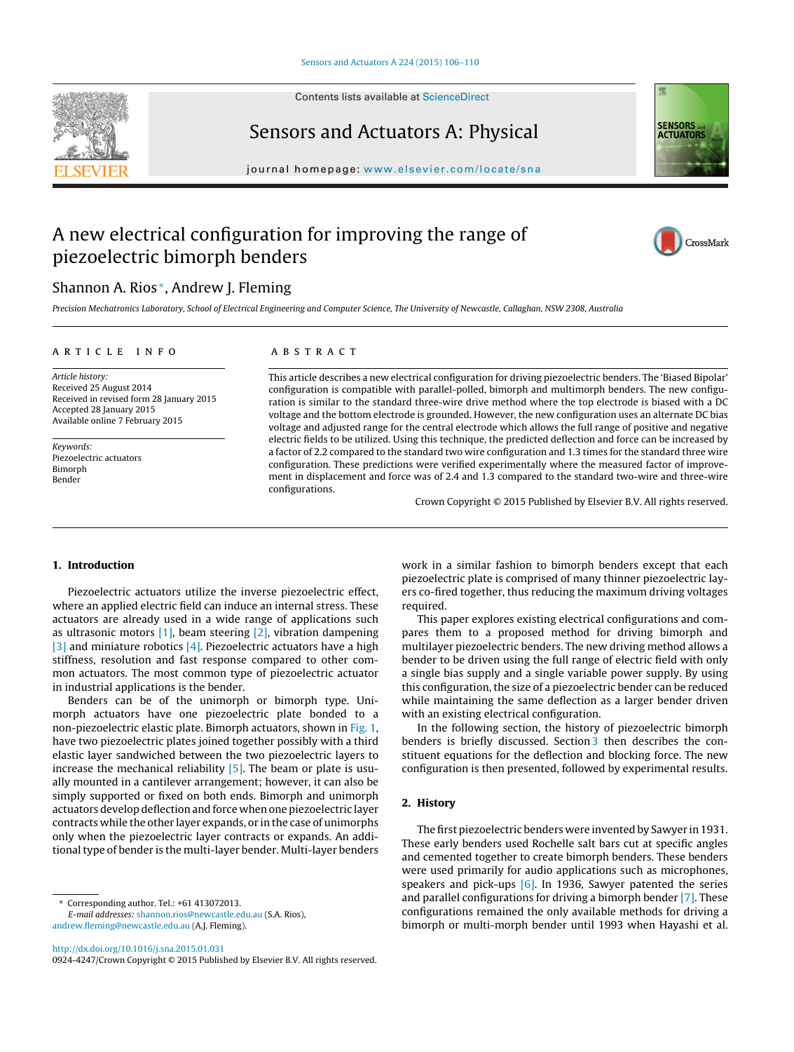# A new electrical configuration for improving the range of piezoelectric bimorph benders

Shannon A. Rios*, Andrew J. Fleming

*Precision Mechatronics Laboratory, School of Electrical Engineering and Computer Science, The University of Newcastle, Callaghan, NSW 2308, Australia*

## ARTICLE INFO

*Article history:*
Received 25 August 2014
Received in revised form 28 January 2015
Accepted 28 January 2015
Available online 7 February 2015

*Keywords:*
Piezoelectric actuators
Bimorph
Bender

## ABSTRACT

This article describes a new electrical configuration for driving piezoelectric benders. The 'Biased Bipolar' configuration is compatible with parallel-polled, bimorph and multimorph benders. The new configuration is similar to the standard three-wire drive method where the top electrode is biased with a DC voltage and the bottom electrode is grounded. However, the new configuration uses an alternate DC bias voltage and adjusted range for the central electrode which allows the full range of positive and negative electric fields to be utilized. Using this technique, the predicted deflection and force can be increased by a factor of 2.2 compared to the standard two wire configuration and 1.3 times for the standard three wire configuration. These predictions were verified experimentally where the measured factor of improvement in displacement and force was of 2.4 and 1.3 compared to the standard two-wire and three-wire configurations.

Crown Copyright © 2015 Published by Elsevier B.V. All rights reserved.

## 1. Introduction

Piezoelectric actuators utilize the inverse piezoelectric effect, where an applied electric field can induce an internal stress. These actuators are already used in a wide range of applications such as ultrasonic motors [1], beam steering [2], vibration dampening [3] and miniature robotics [4]. Piezoelectric actuators have a high stiffness, resolution and fast response compared to other common actuators. The most common type of piezoelectric actuator in industrial applications is the bender.

Benders can be of the unimorph or bimorph type. Unimorph actuators have one piezoelectric plate bonded to a non-piezoelectric elastic plate. Bimorph actuators, shown in Fig. 1, have two piezoelectric plates joined together possibly with a third elastic layer sandwiched between the two piezoelectric layers to increase the mechanical reliability [5]. The beam or plate is usually mounted in a cantilever arrangement; however, it can also be simply supported or fixed on both ends. Bimorph and unimorph actuators develop deflection and force when one piezoelectric layer contracts while the other layer expands, or in the case of unimorphs only when the piezoelectric layer contracts or expands. An additional type of bender is the multi-layer bender. Multi-layer benders work in a similar fashion to bimorph benders except that each piezoelectric plate is comprised of many thinner piezoelectric layers co-fired together, thus reducing the maximum driving voltages required.

This paper explores existing electrical configurations and compares them to a proposed method for driving bimorph and multilayer piezoelectric benders. The new driving method allows a bender to be driven using the full range of electric field with only a single bias supply and a single variable power supply. By using this configuration, the size of a piezoelectric bender can be reduced while maintaining the same deflection as a larger bender driven with an existing electrical configuration.

In the following section, the history of piezoelectric bimorph benders is briefly discussed. Section 3 then describes the constituent equations for the deflection and blocking force. The new configuration is then presented, followed by experimental results.

## 2. History

The first piezoelectric benders were invented by Sawyer in 1931. These early benders used Rochelle salt bars cut at specific angles and cemented together to create bimorph benders. These benders were used primarily for audio applications such as microphones, speakers and pick-ups [6]. In 1936, Sawyer patented the series and parallel configurations for driving a bimorph bender [7]. These configurations remained the only available methods for driving a bimorph or multi-morph bender until 1993 when Hayashi et al.

---

* Corresponding author. Tel.: +61 413072013.
*E-mail addresses:* shannon.rios@newcastle.edu.au (S.A. Rios), andrew.fleming@newcastle.edu.au (A.J. Fleming).

http://dx.doi.org/10.1016/j.sna.2015.01.031
0924-4247/Crown Copyright © 2015 Published by Elsevier B.V. All rights reserved.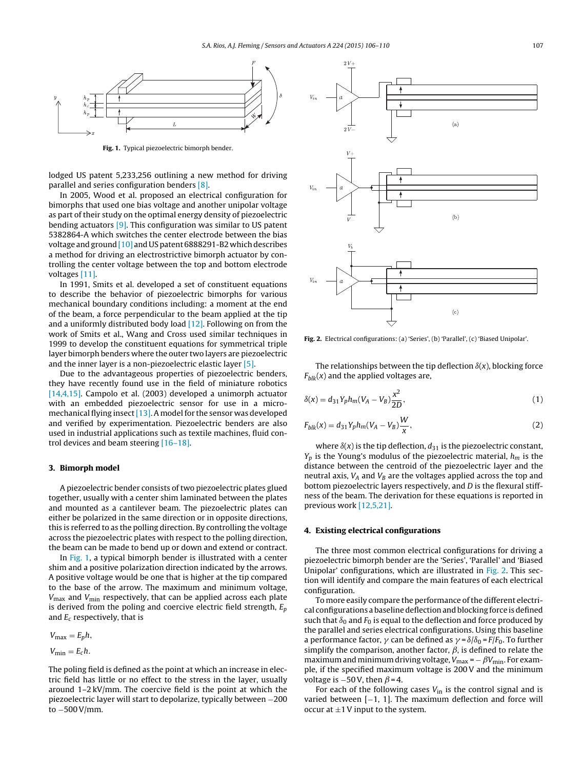lodged US patent 5,233,256 outlining a new method for driving parallel and series configuration benders [8].

In 2005, Wood et al. proposed an electrical configuration for bimorphs that used one bias voltage and another unipolar voltage as part of their study on the optimal energy density of piezoelectric bending actuators [9]. This configuration was similar to US patent 5382864-A which switches the center electrode between the bias voltage and ground [10] and US patent 6888291-B2 which describes a method for driving an electrostrictive bimorph actuator by controlling the center voltage between the top and bottom electrode voltages [11].

In 1991, Smits et al. developed a set of constituent equations to describe the behavior of piezoelectric bimorphs for various mechanical boundary conditions including: a moment at the end of the beam, a force perpendicular to the beam applied at the tip and a uniformly distributed body load [12]. Following on from the work of Smits et al., Wang and Cross used similar techniques in 1999 to develop the constituent equations for symmetrical triple layer bimorph benders where the outer two layers are piezoelectric and the inner layer is a non-piezoelectric elastic layer [5].

Due to the advantageous properties of piezoelectric benders, they have recently found use in the field of miniature robotics [14,4,15]. Campolo et al. (2003) developed a unimorph actuator with an embedded piezoelectric sensor for use in a micro-mechanical flying insect [13]. A model for the sensor was developed and verified by experimentation. Piezoelectric benders are also used in industrial applications such as textile machines, fluid control devices and beam steering [16–18].

## 3. Bimorph model

A piezoelectric bender consists of two piezoelectric plates glued together, usually with a center shim laminated between the plates and mounted as a cantilever beam. The piezoelectric plates can either be polarized in the same direction or in opposite directions, this is referred to as the polling direction. By controlling the voltage across the piezoelectric plates with respect to the polling direction, the beam can be made to bend up or down and extend or contract.

In Fig. 1, a typical bimorph bender is illustrated with a center shim and a positive polarization direction indicated by the arrows. A positive voltage would be one that is higher at the tip compared to the base of the arrow. The maximum and minimum voltage, $V_{\max}$ and $V_{\min}$ respectively, that can be applied across each plate is derived from the poling and coercive electric field strength, $E_p$ and $E_c$ respectively, that is

$$V_{\max} = E_p h,$$

$$V_{\min} = E_c h.$$

The poling field is defined as the point at which an increase in electric field has little or no effect to the stress in the layer, usually around 1–2 kV/mm. The coercive field is the point at which the piezoelectric layer will start to depolarize, typically between −200 to −500 V/mm.

Fig. 1. Typical piezoelectric bimorph bender.

Fig. 2. Electrical configurations: (a) 'Series', (b) 'Parallel', (c) 'Biased Unipolar'.

The relationships between the tip deflection $\delta(x)$, blocking force $F_{blk}(x)$ and the applied voltages are,

$$\delta(x) = d_{31} Y_p h_m (V_A - V_B) \frac{x^2}{2D}, \tag{1}$$

$$F_{blk}(x) = d_{31} Y_p h_m (V_A - V_B) \frac{W}{x}, \tag{2}$$

where $\delta(x)$ is the tip deflection, $d_{31}$ is the piezoelectric constant, $Y_p$ is the Young's modulus of the piezoelectric material, $h_m$ is the distance between the centroid of the piezoelectric layer and the neutral axis, $V_A$ and $V_B$ are the voltages applied across the top and bottom piezoelectric layers respectively, and $D$ is the flexural stiffness of the beam. The derivation for these equations is reported in previous work [12,5,21].

## 4. Existing electrical configurations

The three most common electrical configurations for driving a piezoelectric bimorph bender are the 'Series', 'Parallel' and 'Biased Unipolar' configurations, which are illustrated in Fig. 2. This section will identify and compare the main features of each electrical configuration.

To more easily compare the performance of the different electrical configurations a baseline deflection and blocking force is defined such that $\delta_0$ and $F_0$ is equal to the deflection and force produced by the parallel and series electrical configurations. Using this baseline a performance factor, $\gamma$ can be defined as $\gamma = \delta/\delta_0 = F/F_0$. To further simplify the comparison, another factor, $\beta$, is defined to relate the maximum and minimum driving voltage, $V_{\max} = -\beta V_{\min}$. For example, if the specified maximum voltage is 200 V and the minimum voltage is −50 V, then $\beta = 4$.

For each of the following cases $V_{in}$ is the control signal and is varied between [−1, 1]. The maximum deflection and force will occur at ±1 V input to the system.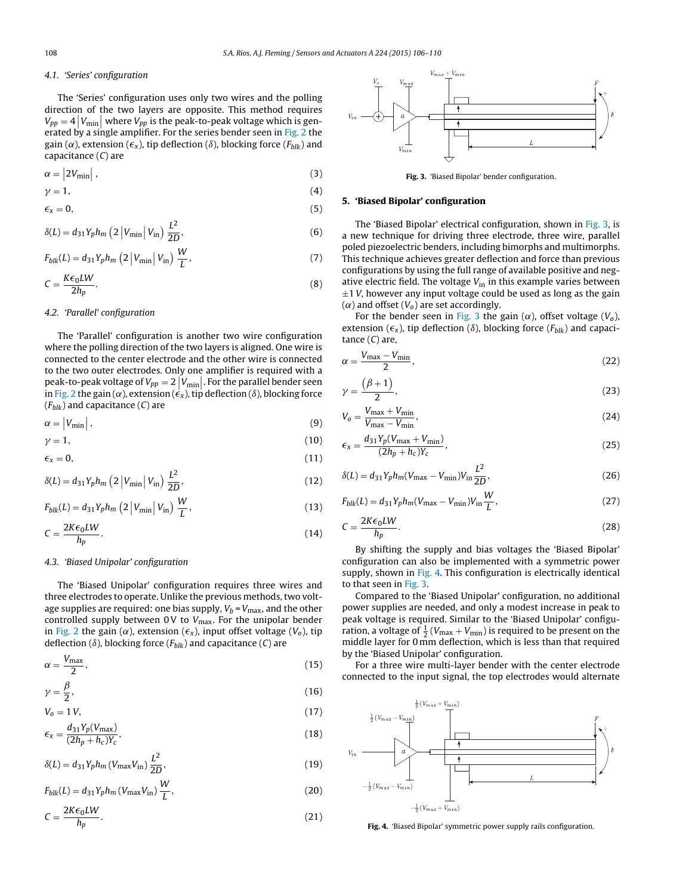### 4.1. 'Series' configuration

The 'Series' configuration uses only two wires and the polling direction of the two layers are opposite. This method requires $V_{pp} = 4\left|V_{\min}\right|$ where $V_{pp}$ is the peak-to-peak voltage which is generated by a single amplifier. For the series bender seen in Fig. 2 the gain ($\alpha$), extension ($\epsilon_x$), tip deflection ($\delta$), blocking force ($F_{blk}$) and capacitance ($C$) are

$$\alpha = \left|2V_{\min}\right|, \tag{3}$$

$$\gamma = 1, \tag{4}$$

$$\epsilon_x = 0, \tag{5}$$

$$\delta(L) = d_{31} Y_p h_m \left(2\left|V_{\min}\right| V_{\text{in}}\right) \frac{L^2}{2D}, \tag{6}$$

$$F_{blk}(L) = d_{31} Y_p h_m \left(2\left|V_{\min}\right| V_{\text{in}}\right) \frac{W}{L}, \tag{7}$$

$$C = \frac{K\epsilon_0 LW}{2h_p}. \tag{8}$$

### 4.2. 'Parallel' configuration

The 'Parallel' configuration is another two wire configuration where the polling direction of the two layers is aligned. One wire is connected to the center electrode and the other wire is connected to the two outer electrodes. Only one amplifier is required with a peak-to-peak voltage of $V_{pp} = 2\left|V_{\min}\right|$. For the parallel bender seen in Fig. 2 the gain ($\alpha$), extension ($\epsilon_x$), tip deflection ($\delta$), blocking force ($F_{blk}$) and capacitance ($C$) are

$$\alpha = \left|V_{\min}\right|, \tag{9}$$

$$\gamma = 1, \tag{10}$$

$$\epsilon_x = 0, \tag{11}$$

$$\delta(L) = d_{31} Y_p h_m \left(2\left|V_{\min}\right| V_{\text{in}}\right) \frac{L^2}{2D}, \tag{12}$$

$$F_{blk}(L) = d_{31} Y_p h_m \left(2\left|V_{\min}\right| V_{\text{in}}\right) \frac{W}{L}, \tag{13}$$

$$C = \frac{2K\epsilon_0 LW}{h_p}. \tag{14}$$

### 4.3. 'Biased Unipolar' configuration

The 'Biased Unipolar' configuration requires three wires and three electrodes to operate. Unlike the previous methods, two voltage supplies are required: one bias supply, $V_b = V_{\max}$, and the other controlled supply between 0 V to $V_{\max}$. For the unipolar bender in Fig. 2 the gain ($\alpha$), extension ($\epsilon_x$), input offset voltage ($V_o$), tip deflection ($\delta$), blocking force ($F_{blk}$) and capacitance ($C$) are

$$\alpha = \frac{V_{\max}}{2}, \tag{15}$$

$$\gamma = \frac{\beta}{2}, \tag{16}$$

$$V_o = 1\,V, \tag{17}$$

$$\epsilon_x = \frac{d_{31} Y_p (V_{\max})}{(2h_p + h_c) Y_c}, \tag{18}$$

$$\delta(L) = d_{31} Y_p h_m \left(V_{\max} V_{\text{in}}\right) \frac{L^2}{2D}, \tag{19}$$

$$F_{blk}(L) = d_{31} Y_p h_m \left(V_{\max} V_{\text{in}}\right) \frac{W}{L}, \tag{20}$$

$$C = \frac{2K\epsilon_0 LW}{h_p}. \tag{21}$$

$V_o$
$V_{max}$
$V_{max} + V_{min}$
$F$
$+$
$V_{in}$
$\alpha$
$\delta$
$V_{min}$
$L$

**Fig. 3.** 'Biased Bipolar' bender configuration.

## 5. 'Biased Bipolar' configuration

The 'Biased Bipolar' electrical configuration, shown in Fig. 3, is a new technique for driving three electrode, three wire, parallel poled piezoelectric benders, including bimorphs and multimorphs. This technique achieves greater deflection and force than previous configurations by using the full range of available positive and negative electric field. The voltage $V_{\text{in}}$ in this example varies between $\pm 1$ V, however any input voltage could be used as long as the gain ($\alpha$) and offset ($V_o$) are set accordingly.

For the bender seen in Fig. 3 the gain ($\alpha$), offset voltage ($V_o$), extension ($\epsilon_x$), tip deflection ($\delta$), blocking force ($F_{blk}$) and capacitance ($C$) are,

$$\alpha = \frac{V_{\max} - V_{\min}}{2}, \tag{22}$$

$$\gamma = \frac{\left(\beta + 1\right)}{2}, \tag{23}$$

$$V_o = \frac{V_{\max} + V_{\min}}{V_{\max} - V_{\min}}, \tag{24}$$

$$\epsilon_x = \frac{d_{31} Y_p (V_{\max} + V_{\min})}{(2h_p + h_c) Y_c}, \tag{25}$$

$$\delta(L) = d_{31} Y_p h_m (V_{\max} - V_{\min}) V_{\text{in}} \frac{L^2}{2D}, \tag{26}$$

$$F_{blk}(L) = d_{31} Y_p h_m (V_{\max} - V_{\min}) V_{\text{in}} \frac{W}{L}, \tag{27}$$

$$C = \frac{2K\epsilon_0 LW}{h_p}. \tag{28}$$

By shifting the supply and bias voltages the 'Biased Bipolar' configuration can also be implemented with a symmetric power supply, shown in Fig. 4. This configuration is electrically identical to that seen in Fig. 3.

Compared to the 'Biased Unipolar' configuration, no additional power supplies are needed, and only a modest increase in peak to peak voltage is required. Similar to the 'Biased Unipolar' configuration, a voltage of $\frac{1}{2}(V_{\max} + V_{\min})$ is required to be present on the middle layer for 0 mm deflection, which is less than that required by the 'Biased Unipolar' configuration.

For a three wire multi-layer bender with the center electrode connected to the input signal, the top electrodes would alternate

$\frac{1}{2}(V_{max} + V_{min})$
$\frac{1}{2}(V_{max} - V_{min})$
$F$
$+$
$V_{in}$
$\alpha$
$\delta$
$-\frac{1}{2}(V_{max} - V_{min})$
$L$
$-\frac{1}{2}(V_{max} + V_{min})$

**Fig. 4.** 'Biased Bipolar' symmetric power supply rails configuration.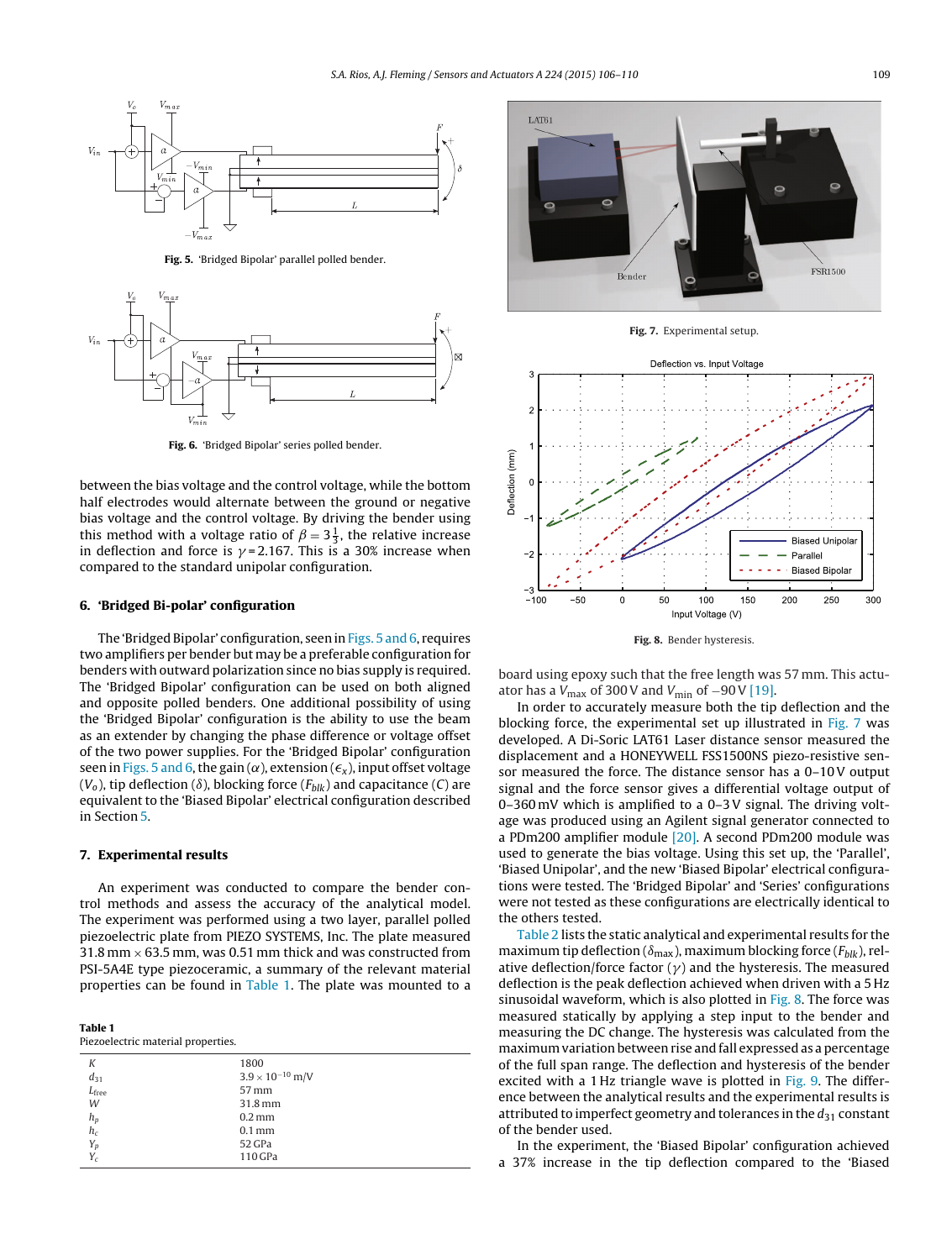$V_o$ $V_{max}$ $V_{in}$ $\alpha$ $-V_{min}$ $V_{min}$ $\alpha$ $-V_{max}$ $F$ $\delta$ $L$

Fig. 5. 'Bridged Bipolar' parallel polled bender.

$V_o$ $V_{max}$ $V_{in}$ $\alpha$ $V_{max}$ $-\alpha$ $V_{min}$ $F$ $L$

Fig. 6. 'Bridged Bipolar' series polled bender.

between the bias voltage and the control voltage, while the bottom half electrodes would alternate between the ground or negative bias voltage and the control voltage. By driving the bender using this method with a voltage ratio of $\beta = 3\frac{1}{3}$, the relative increase in deflection and force is $\gamma$ = 2.167. This is a 30% increase when compared to the standard unipolar configuration.

## 6. 'Bridged Bi-polar' configuration

The 'Bridged Bipolar' configuration, seen in Figs. 5 and 6, requires two amplifiers per bender but may be a preferable configuration for benders with outward polarization since no bias supply is required. The 'Bridged Bipolar' configuration can be used on both aligned and opposite polled benders. One additional possibility of using the 'Bridged Bipolar' configuration is the ability to use the beam as an extender by changing the phase difference or voltage offset of the two power supplies. For the 'Bridged Bipolar' configuration seen in Figs. 5 and 6, the gain ($\alpha$), extension ($\epsilon_x$), input offset voltage ($V_o$), tip deflection ($\delta$), blocking force ($F_{blk}$) and capacitance ($C$) are equivalent to the 'Biased Bipolar' electrical configuration described in Section 5.

## 7. Experimental results

An experiment was conducted to compare the bender control methods and assess the accuracy of the analytical model. The experiment was performed using a two layer, parallel polled piezoelectric plate from PIEZO SYSTEMS, Inc. The plate measured 31.8 mm × 63.5 mm, was 0.51 mm thick and was constructed from PSI-5A4E type piezoceramic, a summary of the relevant material properties can be found in Table 1. The plate was mounted to a board using epoxy such that the free length was 57 mm. This actuator has a $V_{max}$ of 300 V and $V_{min}$ of −90 V [19].

**Table 1**
Piezoelectric material properties.

| | |
|---|---|
| $K$ | 1800 |
| $d_{31}$ | $3.9 \times 10^{-10}$ m/V |
| $L_{free}$ | 57 mm |
| $W$ | 31.8 mm |
| $h_p$ | 0.2 mm |
| $h_c$ | 0.1 mm |
| $Y_p$ | 52 GPa |
| $Y_c$ | 110 GPa |

LAT61

Bender

FSR1500

Fig. 7. Experimental setup.

Deflection vs. Input Voltage

Deflection (mm)

Input Voltage (V)

3 2 1 0 −1 −2 −3

−100 −50 0 50 100 150 200 250 300

Biased Unipolar
Parallel
Biased Bipolar

Fig. 8. Bender hysteresis.

In order to accurately measure both the tip deflection and the blocking force, the experimental set up illustrated in Fig. 7 was developed. A Di-Soric LAT61 Laser distance sensor measured the displacement and a HONEYWELL FSS1500NS piezo-resistive sensor measured the force. The distance sensor has a 0–10 V output signal and the force sensor gives a differential voltage output of 0–360 mV which is amplified to a 0–3 V signal. The driving voltage was produced using an Agilent signal generator connected to a PDm200 amplifier module [20]. A second PDm200 module was used to generate the bias voltage. Using this set up, the 'Parallel', 'Biased Unipolar', and the new 'Biased Bipolar' electrical configurations were tested. The 'Bridged Bipolar' and 'Series' configurations were not tested as these configurations are electrically identical to the others tested.

Table 2 lists the static analytical and experimental results for the maximum tip deflection ($\delta_{max}$), maximum blocking force ($F_{blk}$), relative deflection/force factor ($\gamma$) and the hysteresis. The measured deflection is the peak deflection achieved when driven with a 5 Hz sinusoidal waveform, which is also plotted in Fig. 8. The force was measured statically by applying a step input to the bender and measuring the DC change. The hysteresis was calculated from the maximum variation between rise and fall expressed as a percentage of the full span range. The deflection and hysteresis of the bender excited with a 1 Hz triangle wave is plotted in Fig. 9. The difference between the analytical results and the experimental results is attributed to imperfect geometry and tolerances in the $d_{31}$ constant of the bender used.

In the experiment, the 'Biased Bipolar' configuration achieved a 37% increase in the tip deflection compared to the 'Biased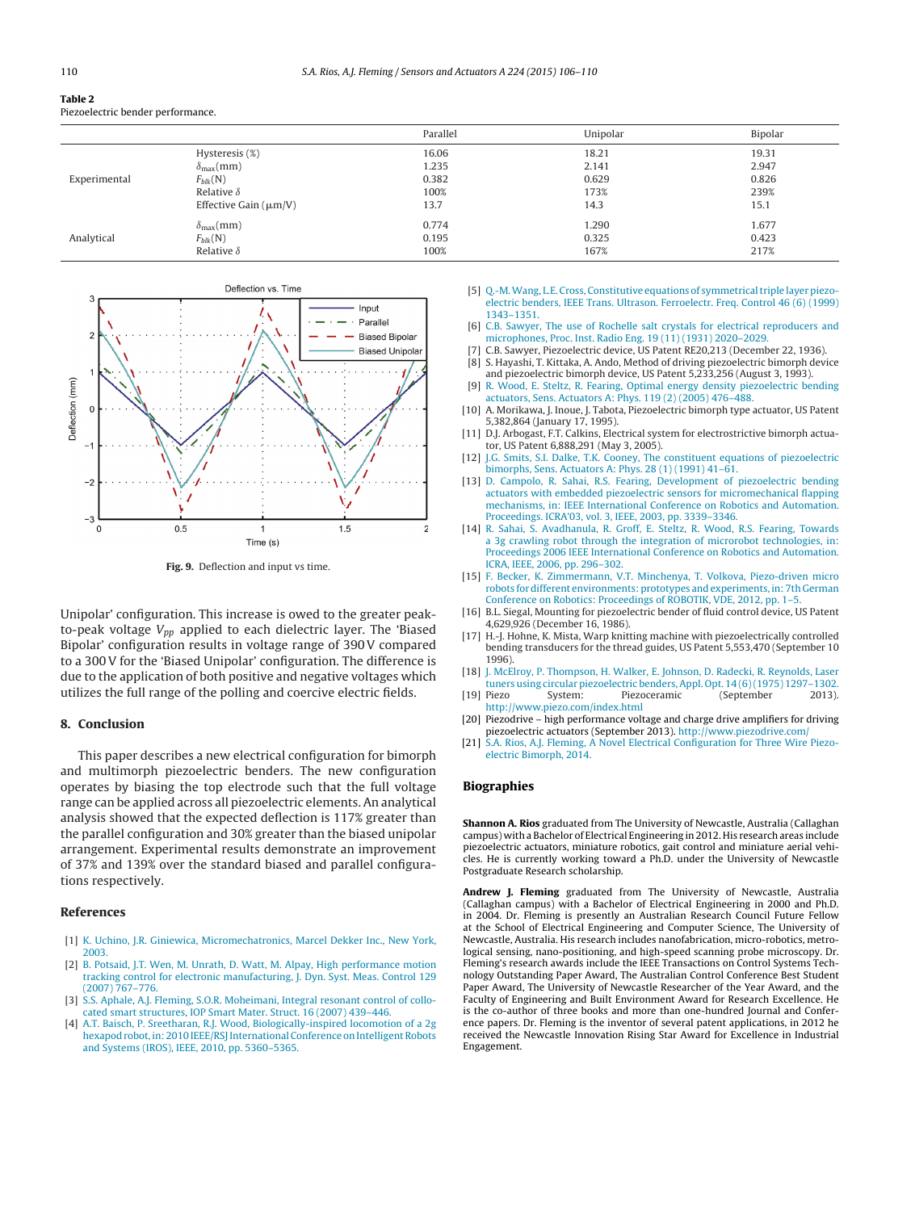**Table 2**
Piezoelectric bender performance.

| | | Parallel | Unipolar | Bipolar |
|---|---|---|---|---|
| Experimental | Hysteresis (%) | 16.06 | 18.21 | 19.31 |
| | $\delta_{max}$(mm) | 1.235 | 2.141 | 2.947 |
| | $F_{blk}$(N) | 0.382 | 0.629 | 0.826 |
| | Relative $\delta$ | 100% | 173% | 239% |
| | Effective Gain (μm/V) | 13.7 | 14.3 | 15.1 |
| Analytical | $\delta_{max}$(mm) | 0.774 | 1.290 | 1.677 |
| | $F_{blk}$(N) | 0.195 | 0.325 | 0.423 |
| | Relative $\delta$ | 100% | 167% | 217% |

Deflection vs. Time

Input
Parallel
Biased Bipolar
Biased Unipolar

Deflection (mm)

Time (s)

3
2
1
0
−1
−2
−3

0
0.5
1
1.5
2

**Fig. 9.** Deflection and input vs time.

Unipolar' configuration. This increase is owed to the greater peak-to-peak voltage $V_{pp}$ applied to each dielectric layer. The 'Biased Bipolar' configuration results in voltage range of 390 V compared to a 300 V for the 'Biased Unipolar' configuration. The difference is due to the application of both positive and negative voltages which utilizes the full range of the polling and coercive electric fields.

## 8. Conclusion

This paper describes a new electrical configuration for bimorph and multimorph piezoelectric benders. The new configuration operates by biasing the top electrode such that the full voltage range can be applied across all piezoelectric elements. An analytical analysis showed that the expected deflection is 117% greater than the parallel configuration and 30% greater than the biased unipolar arrangement. Experimental results demonstrate an improvement of 37% and 139% over the standard biased and parallel configurations respectively.

## References

[1] K. Uchino, J.R. Giniewica, Micromechatronics, Marcel Dekker Inc., New York, 2003.
[2] B. Potsaid, J.T. Wen, M. Unrath, D. Watt, M. Alpay, High performance motion tracking control for electronic manufacturing, J. Dyn. Syst. Meas. Control 129 (2007) 767–776.
[3] S.S. Aphale, A.J. Fleming, S.O.R. Moheimani, Integral resonant control of collocated smart structures, IOP Smart Mater. Struct. 16 (2007) 439–446.
[4] A.T. Baisch, P. Sreetharan, R.J. Wood, Biologically-inspired locomotion of a 2g hexapod robot, in: 2010 IEEE/RSJ International Conference on Intelligent Robots and Systems (IROS), IEEE, 2010, pp. 5360–5365.
[5] Q.-M. Wang, L.E. Cross, Constitutive equations of symmetrical triple layer piezoelectric benders, IEEE Trans. Ultrason. Ferroelectr. Freq. Control 46 (6) (1999) 1343–1351.
[6] C.B. Sawyer, The use of Rochelle salt crystals for electrical reproducers and microphones, Proc. Inst. Radio Eng. 19 (11) (1931) 2020–2029.
[7] C.B. Sawyer, Piezoelectric device, US Patent RE20,213 (December 22, 1936).
[8] S. Hayashi, T. Kittaka, A. Ando, Method of driving piezoelectric bimorph device and piezoelectric bimorph device, US Patent 5,233,256 (August 3, 1993).
[9] R. Wood, E. Steltz, R. Fearing, Optimal energy density piezoelectric bending actuators, Sens. Actuators A: Phys. 119 (2) (2005) 476–488.
[10] A. Morikawa, J. Inoue, J. Tabota, Piezoelectric bimorph type actuator, US Patent 5,382,864 (January 17, 1995).
[11] D.J. Arbogast, F.T. Calkins, Electrical system for electrostrictive bimorph actuator, US Patent 6,888,291 (May 3, 2005).
[12] J.G. Smits, S.I. Dalke, T.K. Cooney, The constituent equations of piezoelectric bimorphs, Sens. Actuators A: Phys. 28 (1) (1991) 41–61.
[13] D. Campolo, R. Sahai, R.S. Fearing, Development of piezoelectric bending actuators with embedded piezoelectric sensors for micromechanical flapping mechanisms, in: IEEE International Conference on Robotics and Automation. Proceedings. ICRA'03, vol. 3, IEEE, 2003, pp. 3339–3346.
[14] R. Sahai, S. Avadhanula, R. Groff, E. Steltz, R. Wood, R.S. Fearing, Towards a 3g crawling robot through the integration of microrobot technologies, in: Proceedings 2006 IEEE International Conference on Robotics and Automation. ICRA, IEEE, 2006, pp. 296–302.
[15] F. Becker, K. Zimmermann, V.T. Minchenya, T. Volkova, Piezo-driven micro robots for different environments: prototypes and experiments, in: 7th German Conference on Robotics: Proceedings of ROBOTIK, VDE, 2012, pp. 1–5.
[16] B.L. Siegal, Mounting for piezoelectric bender of fluid control device, US Patent 4,629,926 (December 16, 1986).
[17] H.-J. Hohne, K. Mista, Warp knitting machine with piezoelectrically controlled bending transducers for the thread guides, US Patent 5,553,470 (September 10 1996).
[18] J. McElroy, P. Thompson, H. Walker, E. Johnson, D. Radecki, R. Reynolds, Laser tuners using circular piezoelectric benders, Appl. Opt. 14 (6) (1975) 1297–1302.
[19] Piezo System: Piezoceramic (September 2013). http://www.piezo.com/index.html
[20] Piezodrive – high performance voltage and charge drive amplifiers for driving piezoelectric actuators (September 2013). http://www.piezodrive.com/
[21] S.A. Rios, A.J. Fleming, A Novel Electrical Configuration for Three Wire Piezoelectric Bimorph, 2014.

## Biographies

**Shannon A. Rios** graduated from The University of Newcastle, Australia (Callaghan campus) with a Bachelor of Electrical Engineering in 2012. His research areas include piezoelectric actuators, miniature robotics, gait control and miniature aerial vehicles. He is currently working toward a Ph.D. under the University of Newcastle Postgraduate Research scholarship.

**Andrew J. Fleming** graduated from The University of Newcastle, Australia (Callaghan campus) with a Bachelor of Electrical Engineering in 2000 and Ph.D. in 2004. Dr. Fleming is presently an Australian Research Council Future Fellow at the School of Electrical Engineering and Computer Science, The University of Newcastle, Australia. His research includes nanofabrication, micro-robotics, metrological sensing, nano-positioning, and high-speed scanning probe microscopy. Dr. Fleming's research awards include the IEEE Transactions on Control Systems Technology Outstanding Paper Award, The Australian Control Conference Best Student Paper Award, The University of Newcastle Researcher of the Year Award, and the Faculty of Engineering and Built Environment Award for Research Excellence. He is the co-author of three books and more than one-hundred Journal and Conference papers. Dr. Fleming is the inventor of several patent applications, in 2012 he received the Newcastle Innovation Rising Star Award for Excellence in Industrial Engagement.